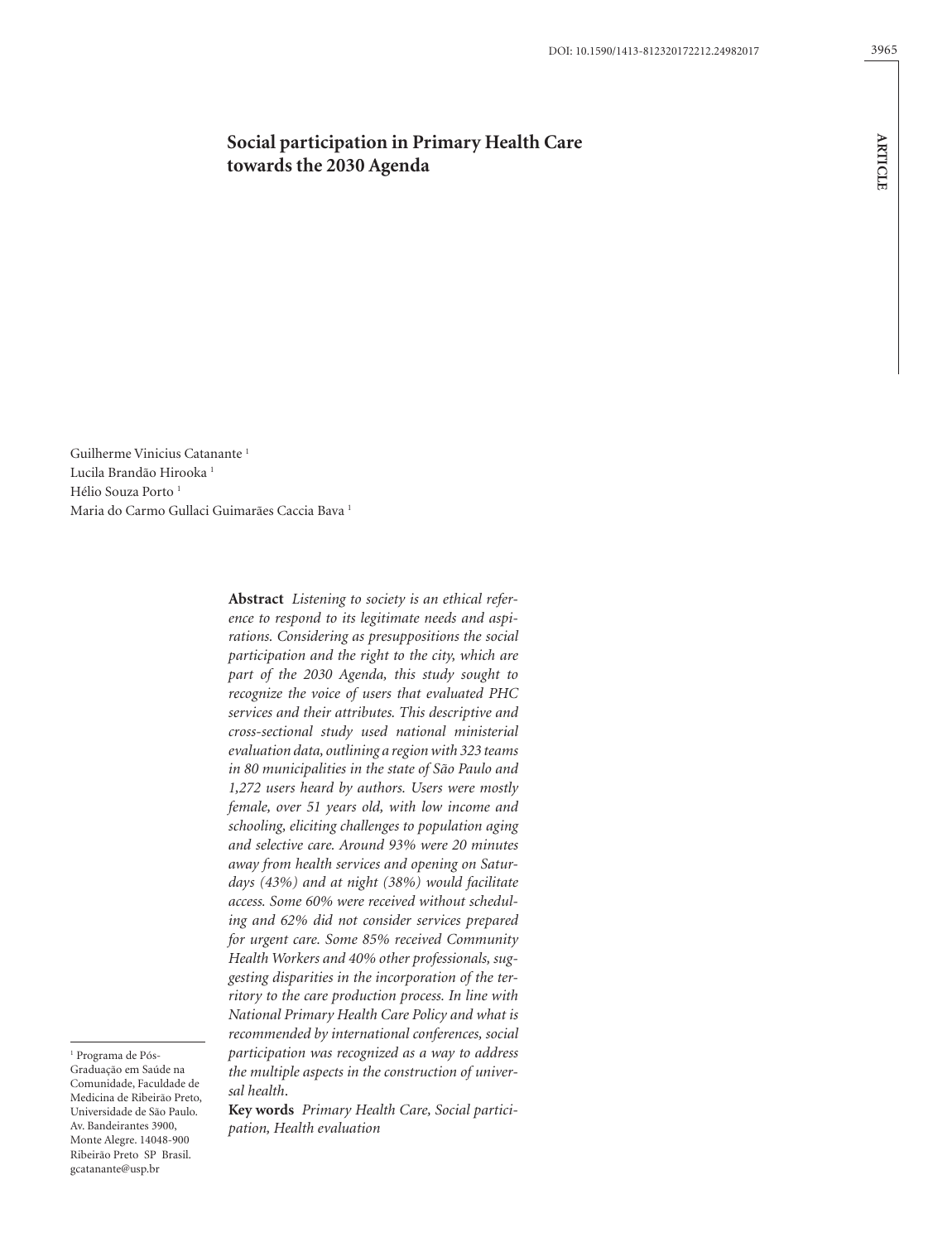# Social participation in Primary Health Care towards the 2030 Agenda

Guilherme Vinicius Catanante [1]
Lucila Brandão Hirooka [1]
Hélio Souza Porto [1]
Maria do Carmo Gullaci Guimarães Caccia Bava [1]

**Abstract** *Listening to society is an ethical reference to respond to its legitimate needs and aspirations. Considering as presuppositions the social participation and the right to the city, which are part of the 2030 Agenda, this study sought to recognize the voice of users that evaluated PHC services and their attributes. This descriptive and cross-sectional study used national ministerial evaluation data, outlining a region with 323 teams in 80 municipalities in the state of São Paulo and 1,272 users heard by authors. Users were mostly female, over 51 years old, with low income and schooling, eliciting challenges to population aging and selective care. Around 93% were 20 minutes away from health services and opening on Saturdays (43%) and at night (38%) would facilitate access. Some 60% were received without scheduling and 62% did not consider services prepared for urgent care. Some 85% received Community Health Workers and 40% other professionals, suggesting disparities in the incorporation of the territory to the care production process. In line with National Primary Health Care Policy and what is recommended by international conferences, social participation was recognized as a way to address the multiple aspects in the construction of universal health.*

**Key words** *Primary Health Care, Social participation, Health evaluation*

[1] Programa de Pós-Graduação em Saúde na Comunidade, Faculdade de Medicina de Ribeirão Preto, Universidade de São Paulo. Av. Bandeirantes 3900, Monte Alegre. 14048-900 Ribeirão Preto SP Brasil. gcatanante@usp.br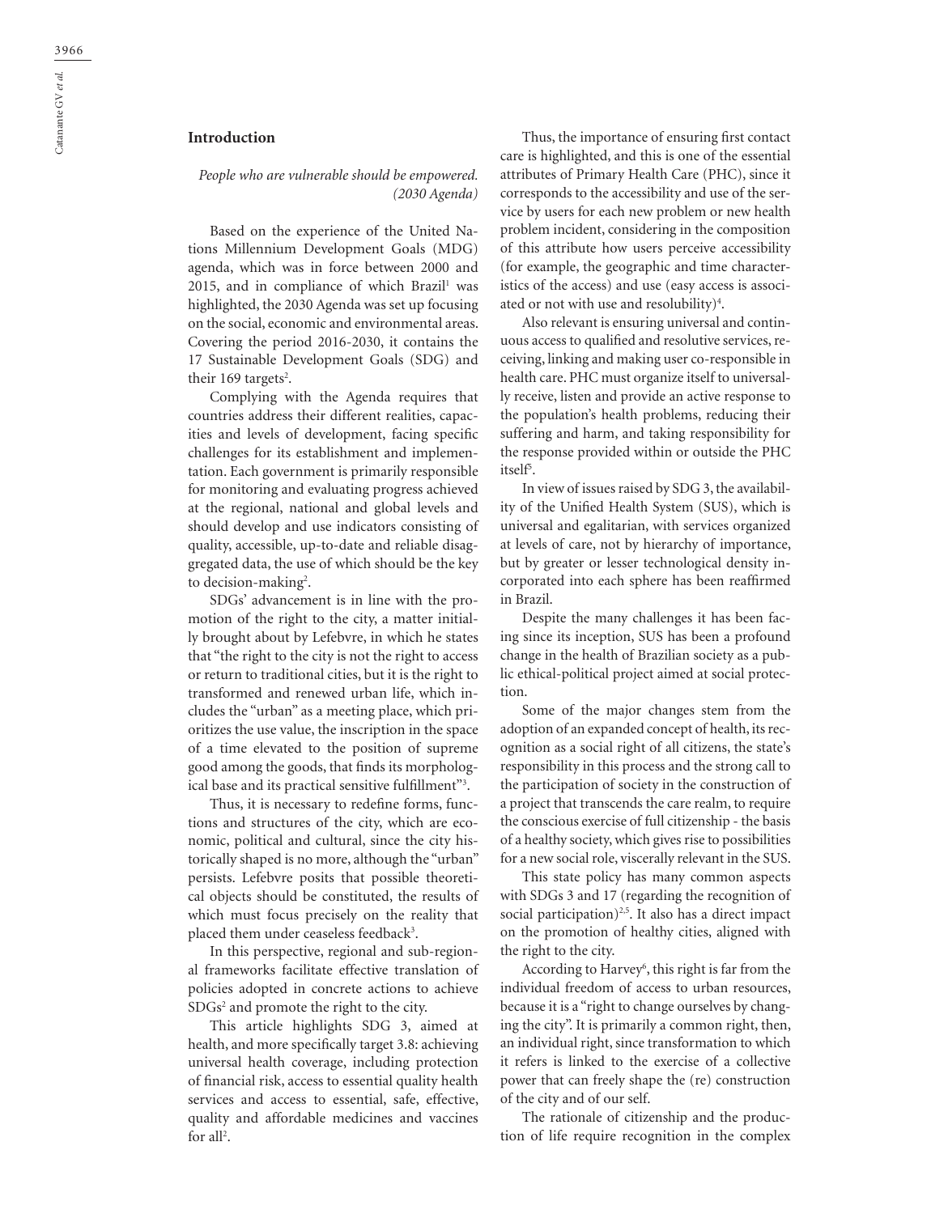## Introduction

*People who are vulnerable should be empowered.*
*(2030 Agenda)*

Based on the experience of the United Nations Millennium Development Goals (MDG) agenda, which was in force between 2000 and 2015, and in compliance of which Brazil[1] was highlighted, the 2030 Agenda was set up focusing on the social, economic and environmental areas. Covering the period 2016-2030, it contains the 17 Sustainable Development Goals (SDG) and their 169 targets[2].

Complying with the Agenda requires that countries address their different realities, capacities and levels of development, facing specific challenges for its establishment and implementation. Each government is primarily responsible for monitoring and evaluating progress achieved at the regional, national and global levels and should develop and use indicators consisting of quality, accessible, up-to-date and reliable disaggregated data, the use of which should be the key to decision-making[2].

SDGs' advancement is in line with the promotion of the right to the city, a matter initially brought about by Lefebvre, in which he states that "the right to the city is not the right to access or return to traditional cities, but it is the right to transformed and renewed urban life, which includes the "urban" as a meeting place, which prioritizes the use value, the inscription in the space of a time elevated to the position of supreme good among the goods, that finds its morphological base and its practical sensitive fulfillment"[3].

Thus, it is necessary to redefine forms, functions and structures of the city, which are economic, political and cultural, since the city historically shaped is no more, although the "urban" persists. Lefebvre posits that possible theoretical objects should be constituted, the results of which must focus precisely on the reality that placed them under ceaseless feedback[3].

In this perspective, regional and sub-regional frameworks facilitate effective translation of policies adopted in concrete actions to achieve SDGs[2] and promote the right to the city.

This article highlights SDG 3, aimed at health, and more specifically target 3.8: achieving universal health coverage, including protection of financial risk, access to essential quality health services and access to essential, safe, effective, quality and affordable medicines and vaccines for all[2].

Thus, the importance of ensuring first contact care is highlighted, and this is one of the essential attributes of Primary Health Care (PHC), since it corresponds to the accessibility and use of the service by users for each new problem or new health problem incident, considering in the composition of this attribute how users perceive accessibility (for example, the geographic and time characteristics of the access) and use (easy access is associated or not with use and resolubility)[4].

Also relevant is ensuring universal and continuous access to qualified and resolutive services, receiving, linking and making user co-responsible in health care. PHC must organize itself to universally receive, listen and provide an active response to the population's health problems, reducing their suffering and harm, and taking responsibility for the response provided within or outside the PHC itself[5].

In view of issues raised by SDG 3, the availability of the Unified Health System (SUS), which is universal and egalitarian, with services organized at levels of care, not by hierarchy of importance, but by greater or lesser technological density incorporated into each sphere has been reaffirmed in Brazil.

Despite the many challenges it has been facing since its inception, SUS has been a profound change in the health of Brazilian society as a public ethical-political project aimed at social protection.

Some of the major changes stem from the adoption of an expanded concept of health, its recognition as a social right of all citizens, the state's responsibility in this process and the strong call to the participation of society in the construction of a project that transcends the care realm, to require the conscious exercise of full citizenship - the basis of a healthy society, which gives rise to possibilities for a new social role, viscerally relevant in the SUS.

This state policy has many common aspects with SDGs 3 and 17 (regarding the recognition of social participation)[2,5]. It also has a direct impact on the promotion of healthy cities, aligned with the right to the city.

According to Harvey[6], this right is far from the individual freedom of access to urban resources, because it is a "right to change ourselves by changing the city". It is primarily a common right, then, an individual right, since transformation to which it refers is linked to the exercise of a collective power that can freely shape the (re) construction of the city and of our self.

The rationale of citizenship and the production of life require recognition in the complex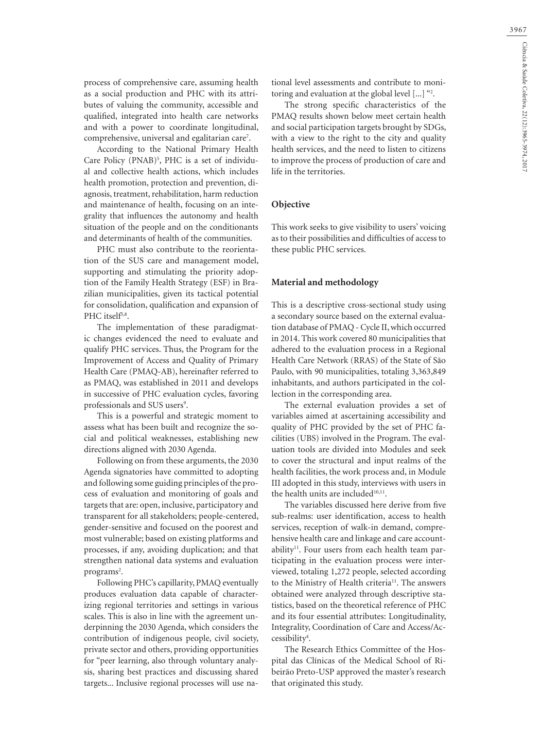process of comprehensive care, assuming health as a social production and PHC with its attributes of valuing the community, accessible and qualified, integrated into health care networks and with a power to coordinate longitudinal, comprehensive, universal and egalitarian care[7].

According to the National Primary Health Care Policy (PNAB)[5], PHC is a set of individual and collective health actions, which includes health promotion, protection and prevention, diagnosis, treatment, rehabilitation, harm reduction and maintenance of health, focusing on an integrality that influences the autonomy and health situation of the people and on the conditionants and determinants of health of the communities.

PHC must also contribute to the reorientation of the SUS care and management model, supporting and stimulating the priority adoption of the Family Health Strategy (ESF) in Brazilian municipalities, given its tactical potential for consolidation, qualification and expansion of PHC itself[5,8].

The implementation of these paradigmatic changes evidenced the need to evaluate and qualify PHC services. Thus, the Program for the Improvement of Access and Quality of Primary Health Care (PMAQ-AB), hereinafter referred to as PMAQ, was established in 2011 and develops in successive of PHC evaluation cycles, favoring professionals and SUS users[9].

This is a powerful and strategic moment to assess what has been built and recognize the social and political weaknesses, establishing new directions aligned with 2030 Agenda.

Following on from these arguments, the 2030 Agenda signatories have committed to adopting and following some guiding principles of the process of evaluation and monitoring of goals and targets that are: open, inclusive, participatory and transparent for all stakeholders; people-centered, gender-sensitive and focused on the poorest and most vulnerable; based on existing platforms and processes, if any, avoiding duplication; and that strengthen national data systems and evaluation programs[2].

Following PHC's capillarity, PMAQ eventually produces evaluation data capable of characterizing regional territories and settings in various scales. This is also in line with the agreement underpinning the 2030 Agenda, which considers the contribution of indigenous people, civil society, private sector and others, providing opportunities for "peer learning, also through voluntary analysis, sharing best practices and discussing shared targets... Inclusive regional processes will use national level assessments and contribute to monitoring and evaluation at the global level [...] "[2].

The strong specific characteristics of the PMAQ results shown below meet certain health and social participation targets brought by SDGs, with a view to the right to the city and quality health services, and the need to listen to citizens to improve the process of production of care and life in the territories.

## Objective

This work seeks to give visibility to users' voicing as to their possibilities and difficulties of access to these public PHC services.

## Material and methodology

This is a descriptive cross-sectional study using a secondary source based on the external evaluation database of PMAQ - Cycle II, which occurred in 2014. This work covered 80 municipalities that adhered to the evaluation process in a Regional Health Care Network (RRAS) of the State of São Paulo, with 90 municipalities, totaling 3,363,849 inhabitants, and authors participated in the collection in the corresponding area.

The external evaluation provides a set of variables aimed at ascertaining accessibility and quality of PHC provided by the set of PHC facilities (UBS) involved in the Program. The evaluation tools are divided into Modules and seek to cover the structural and input realms of the health facilities, the work process and, in Module III adopted in this study, interviews with users in the health units are included[10,11].

The variables discussed here derive from five sub-realms: user identification, access to health services, reception of walk-in demand, comprehensive health care and linkage and care accountability[11]. Four users from each health team participating in the evaluation process were interviewed, totaling 1,272 people, selected according to the Ministry of Health criteria[11]. The answers obtained were analyzed through descriptive statistics, based on the theoretical reference of PHC and its four essential attributes: Longitudinality, Integrality, Coordination of Care and Access/Accessibility[4].

The Research Ethics Committee of the Hospital das Clínicas of the Medical School of Ribeirão Preto-USP approved the master's research that originated this study.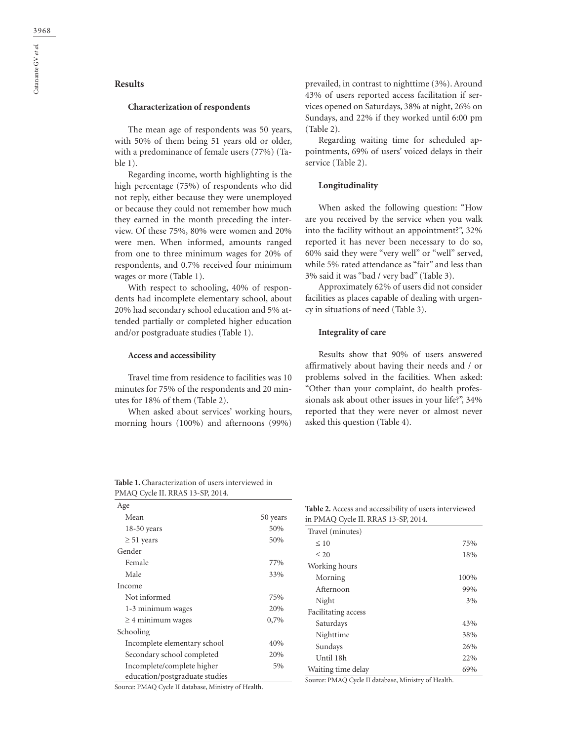## Results

### Characterization of respondents

The mean age of respondents was 50 years, with 50% of them being 51 years old or older, with a predominance of female users (77%) (Table 1).

Regarding income, worth highlighting is the high percentage (75%) of respondents who did not reply, either because they were unemployed or because they could not remember how much they earned in the month preceding the interview. Of these 75%, 80% were women and 20% were men. When informed, amounts ranged from one to three minimum wages for 20% of respondents, and 0.7% received four minimum wages or more (Table 1).

With respect to schooling, 40% of respondents had incomplete elementary school, about 20% had secondary school education and 5% attended partially or completed higher education and/or postgraduate studies (Table 1).

### Access and accessibility

Travel time from residence to facilities was 10 minutes for 75% of the respondents and 20 minutes for 18% of them (Table 2).

When asked about services' working hours, morning hours (100%) and afternoons (99%) prevailed, in contrast to nighttime (3%). Around 43% of users reported access facilitation if services opened on Saturdays, 38% at night, 26% on Sundays, and 22% if they worked until 6:00 pm (Table 2).

Regarding waiting time for scheduled appointments, 69% of users' voiced delays in their service (Table 2).

### Longitudinality

When asked the following question: "How are you received by the service when you walk into the facility without an appointment?", 32% reported it has never been necessary to do so, 60% said they were "very well" or "well" served, while 5% rated attendance as "fair" and less than 3% said it was "bad / very bad" (Table 3).

Approximately 62% of users did not consider facilities as places capable of dealing with urgency in situations of need (Table 3).

### Integrality of care

Results show that 90% of users answered affirmatively about having their needs and / or problems solved in the facilities. When asked: "Other than your complaint, do health professionals ask about other issues in your life?", 34% reported that they were never or almost never asked this question (Table 4).

**Table 1.** Characterization of users interviewed in PMAQ Cycle II. RRAS 13-SP, 2014.

| | |
|---|---|
| Age | |
| Mean | 50 years |
| 18-50 years | 50% |
| ≥ 51 years | 50% |
| Gender | |
| Female | 77% |
| Male | 33% |
| Income | |
| Not informed | 75% |
| 1-3 minimum wages | 20% |
| ≥ 4 minimum wages | 0,7% |
| Schooling | |
| Incomplete elementary school | 40% |
| Secondary school completed | 20% |
| Incomplete/complete higher education/postgraduate studies | 5% |

Source: PMAQ Cycle II database, Ministry of Health.

**Table 2.** Access and accessibility of users interviewed in PMAQ Cycle II. RRAS 13-SP, 2014.

| | |
|---|---|
| Travel (minutes) | |
| ≤ 10 | 75% |
| ≤ 20 | 18% |
| Working hours | |
| Morning | 100% |
| Afternoon | 99% |
| Night | 3% |
| Facilitating access | |
| Saturdays | 43% |
| Nighttime | 38% |
| Sundays | 26% |
| Until 18h | 22% |
| Waiting time delay | 69% |

Source: PMAQ Cycle II database, Ministry of Health.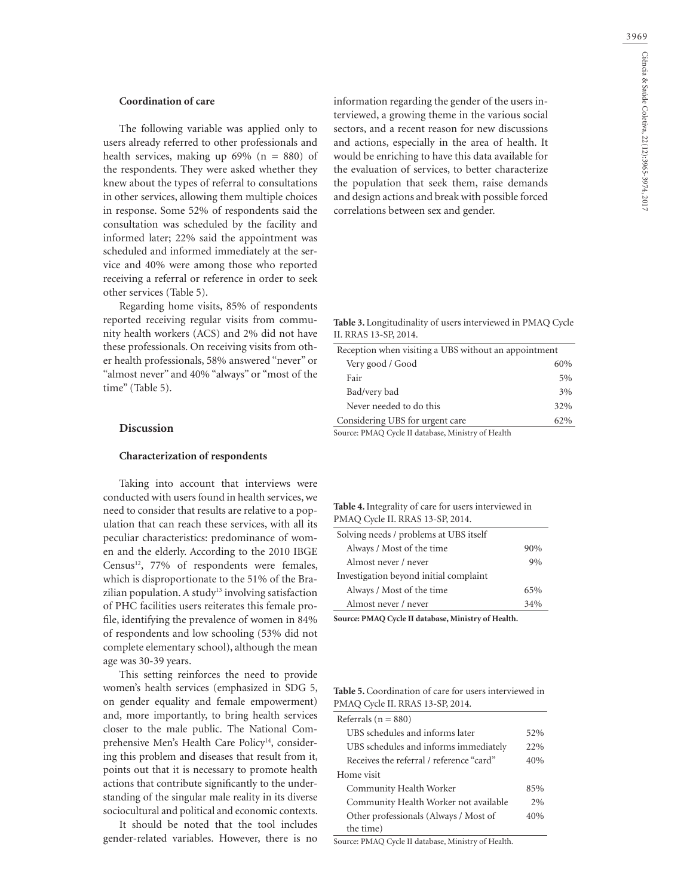### Coordination of care

The following variable was applied only to users already referred to other professionals and health services, making up 69% (n = 880) of the respondents. They were asked whether they knew about the types of referral to consultations in other services, allowing them multiple choices in response. Some 52% of respondents said the consultation was scheduled by the facility and informed later; 22% said the appointment was scheduled and informed immediately at the service and 40% were among those who reported receiving a referral or reference in order to seek other services (Table 5).

Regarding home visits, 85% of respondents reported receiving regular visits from community health workers (ACS) and 2% did not have these professionals. On receiving visits from other health professionals, 58% answered "never" or "almost never" and 40% "always" or "most of the time" (Table 5).

## Discussion

### Characterization of respondents

Taking into account that interviews were conducted with users found in health services, we need to consider that results are relative to a population that can reach these services, with all its peculiar characteristics: predominance of women and the elderly. According to the 2010 IBGE Census[12], 77% of respondents were females, which is disproportionate to the 51% of the Brazilian population. A study[13] involving satisfaction of PHC facilities users reiterates this female profile, identifying the prevalence of women in 84% of respondents and low schooling (53% did not complete elementary school), although the mean age was 30-39 years.

This setting reinforces the need to provide women's health services (emphasized in SDG 5, on gender equality and female empowerment) and, more importantly, to bring health services closer to the male public. The National Comprehensive Men's Health Care Policy[14], considering this problem and diseases that result from it, points out that it is necessary to promote health actions that contribute significantly to the understanding of the singular male reality in its diverse sociocultural and political and economic contexts.

It should be noted that the tool includes gender-related variables. However, there is no information regarding the gender of the users interviewed, a growing theme in the various social sectors, and a recent reason for new discussions and actions, especially in the area of health. It would be enriching to have this data available for the evaluation of services, to better characterize the population that seek them, raise demands and design actions and break with possible forced correlations between sex and gender.

**Table 3.** Longitudinality of users interviewed in PMAQ Cycle II. RRAS 13-SP, 2014.

| Reception when visiting a UBS without an appointment | |
|---|---|
| Very good / Good | 60% |
| Fair | 5% |
| Bad/very bad | 3% |
| Never needed to do this | 32% |
| Considering UBS for urgent care | 62% |

Source: PMAQ Cycle II database, Ministry of Health

**Table 4.** Integrality of care for users interviewed in PMAQ Cycle II. RRAS 13-SP, 2014.

| Solving needs / problems at UBS itself | |
|---|---|
| Always / Most of the time | 90% |
| Almost never / never | 9% |
| Investigation beyond initial complaint | |
| Always / Most of the time | 65% |
| Almost never / never | 34% |

**Source: PMAQ Cycle II database, Ministry of Health.**

**Table 5.** Coordination of care for users interviewed in PMAQ Cycle II. RRAS 13-SP, 2014.

| Referrals (n = 880) | |
|---|---|
| UBS schedules and informs later | 52% |
| UBS schedules and informs immediately | 22% |
| Receives the referral / reference "card" | 40% |
| Home visit | |
| Community Health Worker | 85% |
| Community Health Worker not available | 2% |
| Other professionals (Always / Most of the time) | 40% |

Source: PMAQ Cycle II database, Ministry of Health.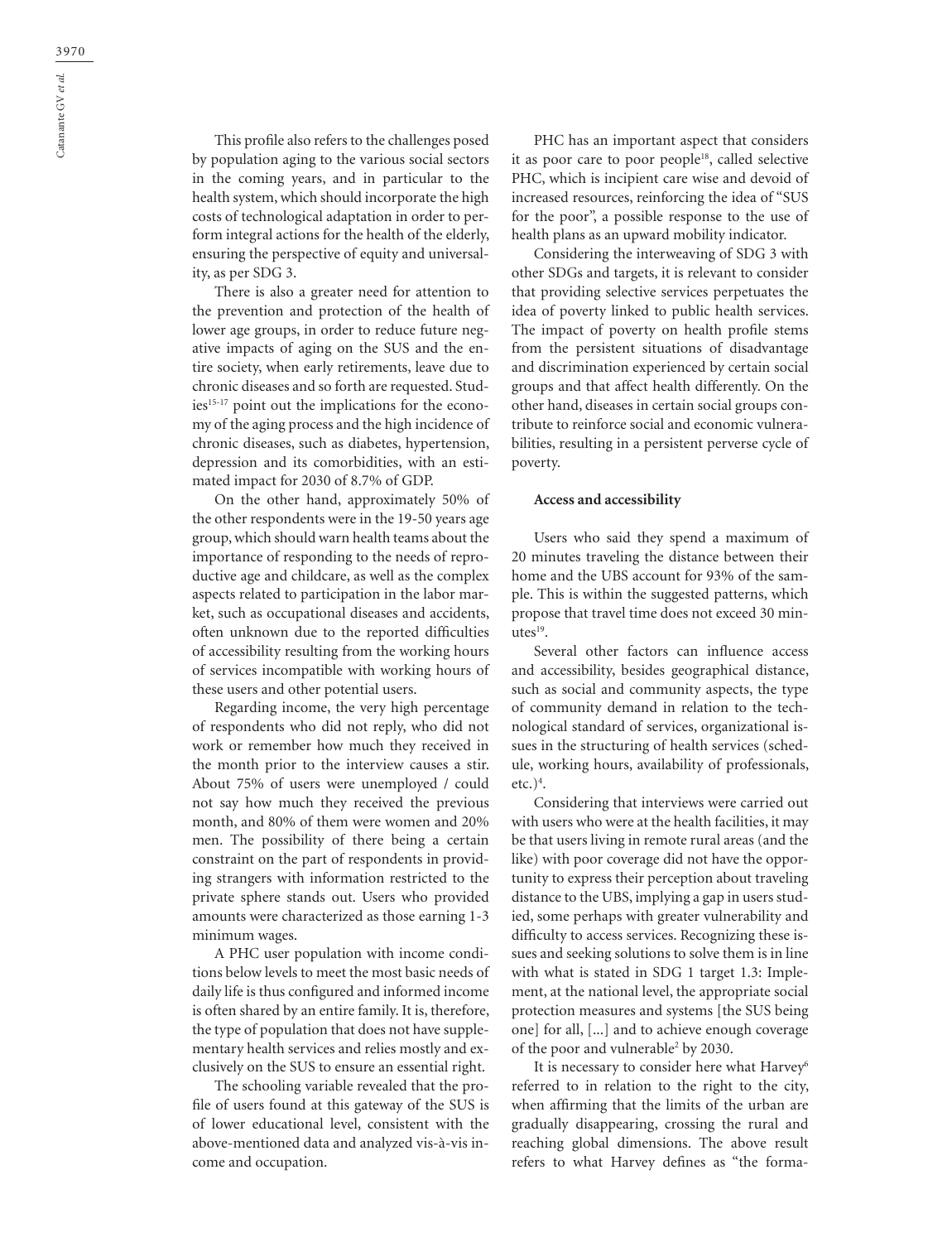This profile also refers to the challenges posed by population aging to the various social sectors in the coming years, and in particular to the health system, which should incorporate the high costs of technological adaptation in order to perform integral actions for the health of the elderly, ensuring the perspective of equity and universality, as per SDG 3.

There is also a greater need for attention to the prevention and protection of the health of lower age groups, in order to reduce future negative impacts of aging on the SUS and the entire society, when early retirements, leave due to chronic diseases and so forth are requested. Studies[15-17] point out the implications for the economy of the aging process and the high incidence of chronic diseases, such as diabetes, hypertension, depression and its comorbidities, with an estimated impact for 2030 of 8.7% of GDP.

On the other hand, approximately 50% of the other respondents were in the 19-50 years age group, which should warn health teams about the importance of responding to the needs of reproductive age and childcare, as well as the complex aspects related to participation in the labor market, such as occupational diseases and accidents, often unknown due to the reported difficulties of accessibility resulting from the working hours of services incompatible with working hours of these users and other potential users.

Regarding income, the very high percentage of respondents who did not reply, who did not work or remember how much they received in the month prior to the interview causes a stir. About 75% of users were unemployed / could not say how much they received the previous month, and 80% of them were women and 20% men. The possibility of there being a certain constraint on the part of respondents in providing strangers with information restricted to the private sphere stands out. Users who provided amounts were characterized as those earning 1-3 minimum wages.

A PHC user population with income conditions below levels to meet the most basic needs of daily life is thus configured and informed income is often shared by an entire family. It is, therefore, the type of population that does not have supplementary health services and relies mostly and exclusively on the SUS to ensure an essential right.

The schooling variable revealed that the profile of users found at this gateway of the SUS is of lower educational level, consistent with the above-mentioned data and analyzed vis-à-vis income and occupation.

PHC has an important aspect that considers it as poor care to poor people[18], called selective PHC, which is incipient care wise and devoid of increased resources, reinforcing the idea of "SUS for the poor", a possible response to the use of health plans as an upward mobility indicator.

Considering the interweaving of SDG 3 with other SDGs and targets, it is relevant to consider that providing selective services perpetuates the idea of poverty linked to public health services. The impact of poverty on health profile stems from the persistent situations of disadvantage and discrimination experienced by certain social groups and that affect health differently. On the other hand, diseases in certain social groups contribute to reinforce social and economic vulnerabilities, resulting in a persistent perverse cycle of poverty.

**Access and accessibility**

Users who said they spend a maximum of 20 minutes traveling the distance between their home and the UBS account for 93% of the sample. This is within the suggested patterns, which propose that travel time does not exceed 30 minutes[19].

Several other factors can influence access and accessibility, besides geographical distance, such as social and community aspects, the type of community demand in relation to the technological standard of services, organizational issues in the structuring of health services (schedule, working hours, availability of professionals, etc.)[4].

Considering that interviews were carried out with users who were at the health facilities, it may be that users living in remote rural areas (and the like) with poor coverage did not have the opportunity to express their perception about traveling distance to the UBS, implying a gap in users studied, some perhaps with greater vulnerability and difficulty to access services. Recognizing these issues and seeking solutions to solve them is in line with what is stated in SDG 1 target 1.3: Implement, at the national level, the appropriate social protection measures and systems [the SUS being one] for all, [...] and to achieve enough coverage of the poor and vulnerable[2] by 2030.

It is necessary to consider here what Harvey[6] referred to in relation to the right to the city, when affirming that the limits of the urban are gradually disappearing, crossing the rural and reaching global dimensions. The above result refers to what Harvey defines as "the forma-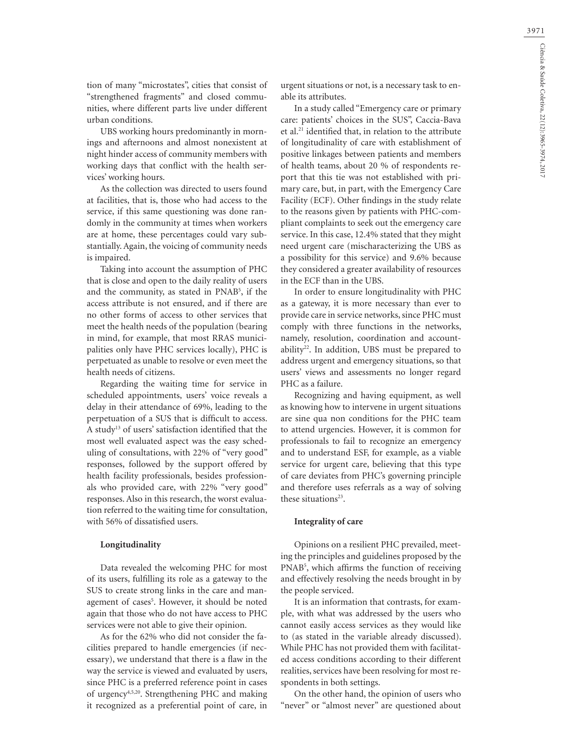tion of many "microstates", cities that consist of "strengthened fragments" and closed communities, where different parts live under different urban conditions.

UBS working hours predominantly in mornings and afternoons and almost nonexistent at night hinder access of community members with working days that conflict with the health services' working hours.

As the collection was directed to users found at facilities, that is, those who had access to the service, if this same questioning was done randomly in the community at times when workers are at home, these percentages could vary substantially. Again, the voicing of community needs is impaired.

Taking into account the assumption of PHC that is close and open to the daily reality of users and the community, as stated in PNAB[5], if the access attribute is not ensured, and if there are no other forms of access to other services that meet the health needs of the population (bearing in mind, for example, that most RRAS municipalities only have PHC services locally), PHC is perpetuated as unable to resolve or even meet the health needs of citizens.

Regarding the waiting time for service in scheduled appointments, users' voice reveals a delay in their attendance of 69%, leading to the perpetuation of a SUS that is difficult to access. A study[13] of users' satisfaction identified that the most well evaluated aspect was the easy scheduling of consultations, with 22% of "very good" responses, followed by the support offered by health facility professionals, besides professionals who provided care, with 22% "very good" responses. Also in this research, the worst evaluation referred to the waiting time for consultation, with 56% of dissatisfied users.

**Longitudinality**

Data revealed the welcoming PHC for most of its users, fulfilling its role as a gateway to the SUS to create strong links in the care and management of cases[5]. However, it should be noted again that those who do not have access to PHC services were not able to give their opinion.

As for the 62% who did not consider the facilities prepared to handle emergencies (if necessary), we understand that there is a flaw in the way the service is viewed and evaluated by users, since PHC is a preferred reference point in cases of urgency[4,5,20]. Strengthening PHC and making it recognized as a preferential point of care, in urgent situations or not, is a necessary task to enable its attributes.

In a study called "Emergency care or primary care: patients' choices in the SUS", Caccia-Bava et al.[21] identified that, in relation to the attribute of longitudinality of care with establishment of positive linkages between patients and members of health teams, about 20 % of respondents report that this tie was not established with primary care, but, in part, with the Emergency Care Facility (ECF). Other findings in the study relate to the reasons given by patients with PHC-compliant complaints to seek out the emergency care service. In this case, 12.4% stated that they might need urgent care (mischaracterizing the UBS as a possibility for this service) and 9.6% because they considered a greater availability of resources in the ECF than in the UBS.

In order to ensure longitudinality with PHC as a gateway, it is more necessary than ever to provide care in service networks, since PHC must comply with three functions in the networks, namely, resolution, coordination and accountability[22]. In addition, UBS must be prepared to address urgent and emergency situations, so that users' views and assessments no longer regard PHC as a failure.

Recognizing and having equipment, as well as knowing how to intervene in urgent situations are sine qua non conditions for the PHC team to attend urgencies. However, it is common for professionals to fail to recognize an emergency and to understand ESF, for example, as a viable service for urgent care, believing that this type of care deviates from PHC's governing principle and therefore uses referrals as a way of solving these situations[23].

**Integrality of care**

Opinions on a resilient PHC prevailed, meeting the principles and guidelines proposed by the PNAB[5], which affirms the function of receiving and effectively resolving the needs brought in by the people serviced.

It is an information that contrasts, for example, with what was addressed by the users who cannot easily access services as they would like to (as stated in the variable already discussed). While PHC has not provided them with facilitated access conditions according to their different realities, services have been resolving for most respondents in both settings.

On the other hand, the opinion of users who "never" or "almost never" are questioned about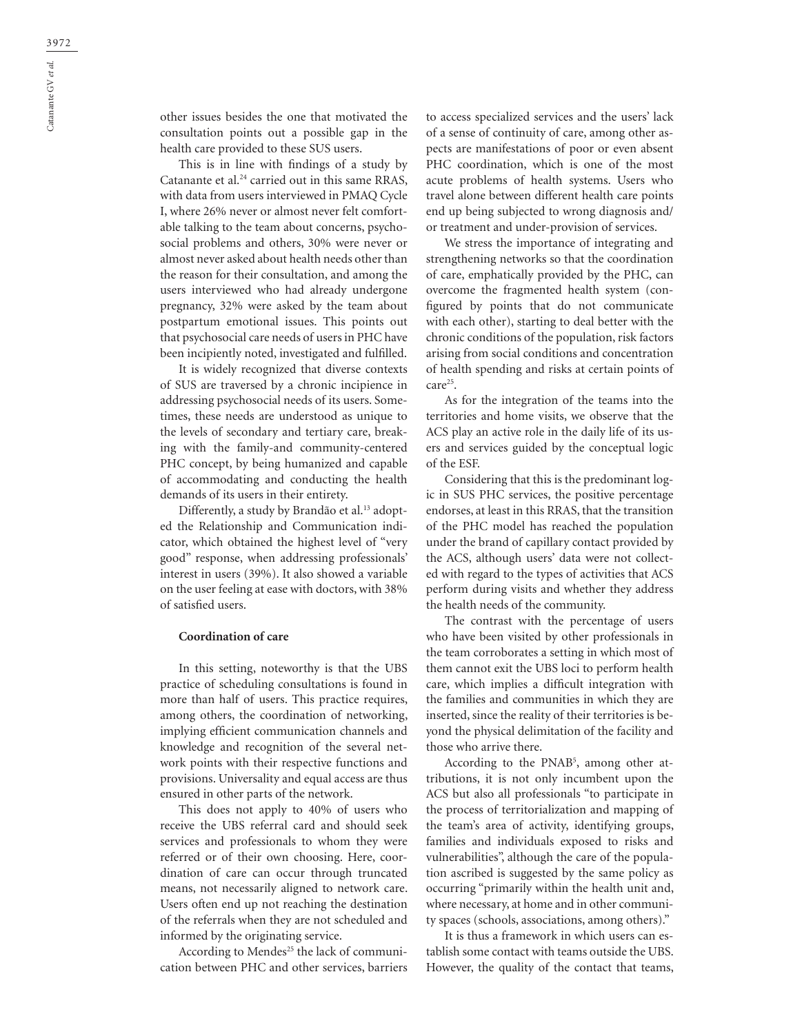other issues besides the one that motivated the consultation points out a possible gap in the health care provided to these SUS users.

This is in line with findings of a study by Catanante et al.[24] carried out in this same RRAS, with data from users interviewed in PMAQ Cycle I, where 26% never or almost never felt comfortable talking to the team about concerns, psychosocial problems and others, 30% were never or almost never asked about health needs other than the reason for their consultation, and among the users interviewed who had already undergone pregnancy, 32% were asked by the team about postpartum emotional issues. This points out that psychosocial care needs of users in PHC have been incipiently noted, investigated and fulfilled.

It is widely recognized that diverse contexts of SUS are traversed by a chronic incipience in addressing psychosocial needs of its users. Sometimes, these needs are understood as unique to the levels of secondary and tertiary care, breaking with the family-and community-centered PHC concept, by being humanized and capable of accommodating and conducting the health demands of its users in their entirety.

Differently, a study by Brandão et al.[13] adopted the Relationship and Communication indicator, which obtained the highest level of "very good" response, when addressing professionals' interest in users (39%). It also showed a variable on the user feeling at ease with doctors, with 38% of satisfied users.

### Coordination of care

In this setting, noteworthy is that the UBS practice of scheduling consultations is found in more than half of users. This practice requires, among others, the coordination of networking, implying efficient communication channels and knowledge and recognition of the several network points with their respective functions and provisions. Universality and equal access are thus ensured in other parts of the network.

This does not apply to 40% of users who receive the UBS referral card and should seek services and professionals to whom they were referred or of their own choosing. Here, coordination of care can occur through truncated means, not necessarily aligned to network care. Users often end up not reaching the destination of the referrals when they are not scheduled and informed by the originating service.

According to Mendes[25] the lack of communication between PHC and other services, barriers to access specialized services and the users' lack of a sense of continuity of care, among other aspects are manifestations of poor or even absent PHC coordination, which is one of the most acute problems of health systems. Users who travel alone between different health care points end up being subjected to wrong diagnosis and/or treatment and under-provision of services.

We stress the importance of integrating and strengthening networks so that the coordination of care, emphatically provided by the PHC, can overcome the fragmented health system (configured by points that do not communicate with each other), starting to deal better with the chronic conditions of the population, risk factors arising from social conditions and concentration of health spending and risks at certain points of care[25].

As for the integration of the teams into the territories and home visits, we observe that the ACS play an active role in the daily life of its users and services guided by the conceptual logic of the ESF.

Considering that this is the predominant logic in SUS PHC services, the positive percentage endorses, at least in this RRAS, that the transition of the PHC model has reached the population under the brand of capillary contact provided by the ACS, although users' data were not collected with regard to the types of activities that ACS perform during visits and whether they address the health needs of the community.

The contrast with the percentage of users who have been visited by other professionals in the team corroborates a setting in which most of them cannot exit the UBS loci to perform health care, which implies a difficult integration with the families and communities in which they are inserted, since the reality of their territories is beyond the physical delimitation of the facility and those who arrive there.

According to the PNAB[5], among other attributions, it is not only incumbent upon the ACS but also all professionals "to participate in the process of territorialization and mapping of the team's area of activity, identifying groups, families and individuals exposed to risks and vulnerabilities", although the care of the population ascribed is suggested by the same policy as occurring "primarily within the health unit and, where necessary, at home and in other community spaces (schools, associations, among others)."

It is thus a framework in which users can establish some contact with teams outside the UBS. However, the quality of the contact that teams,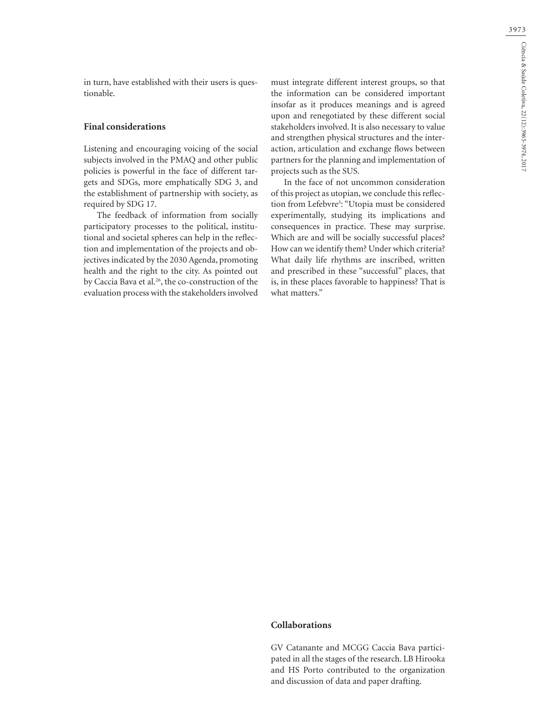in turn, have established with their users is questionable.

## Final considerations

Listening and encouraging voicing of the social subjects involved in the PMAQ and other public policies is powerful in the face of different targets and SDGs, more emphatically SDG 3, and the establishment of partnership with society, as required by SDG 17.

The feedback of information from socially participatory processes to the political, institutional and societal spheres can help in the reflection and implementation of the projects and objectives indicated by the 2030 Agenda, promoting health and the right to the city. As pointed out by Caccia Bava et al.[26], the co-construction of the evaluation process with the stakeholders involved must integrate different interest groups, so that the information can be considered important insofar as it produces meanings and is agreed upon and renegotiated by these different social stakeholders involved. It is also necessary to value and strengthen physical structures and the interaction, articulation and exchange flows between partners for the planning and implementation of projects such as the SUS.

In the face of not uncommon consideration of this project as utopian, we conclude this reflection from Lefebvre[3]: "Utopia must be considered experimentally, studying its implications and consequences in practice. These may surprise. Which are and will be socially successful places? How can we identify them? Under which criteria? What daily life rhythms are inscribed, written and prescribed in these "successful" places, that is, in these places favorable to happiness? That is what matters."

## Collaborations

GV Catanante and MCGG Caccia Bava participated in all the stages of the research. LB Hirooka and HS Porto contributed to the organization and discussion of data and paper drafting.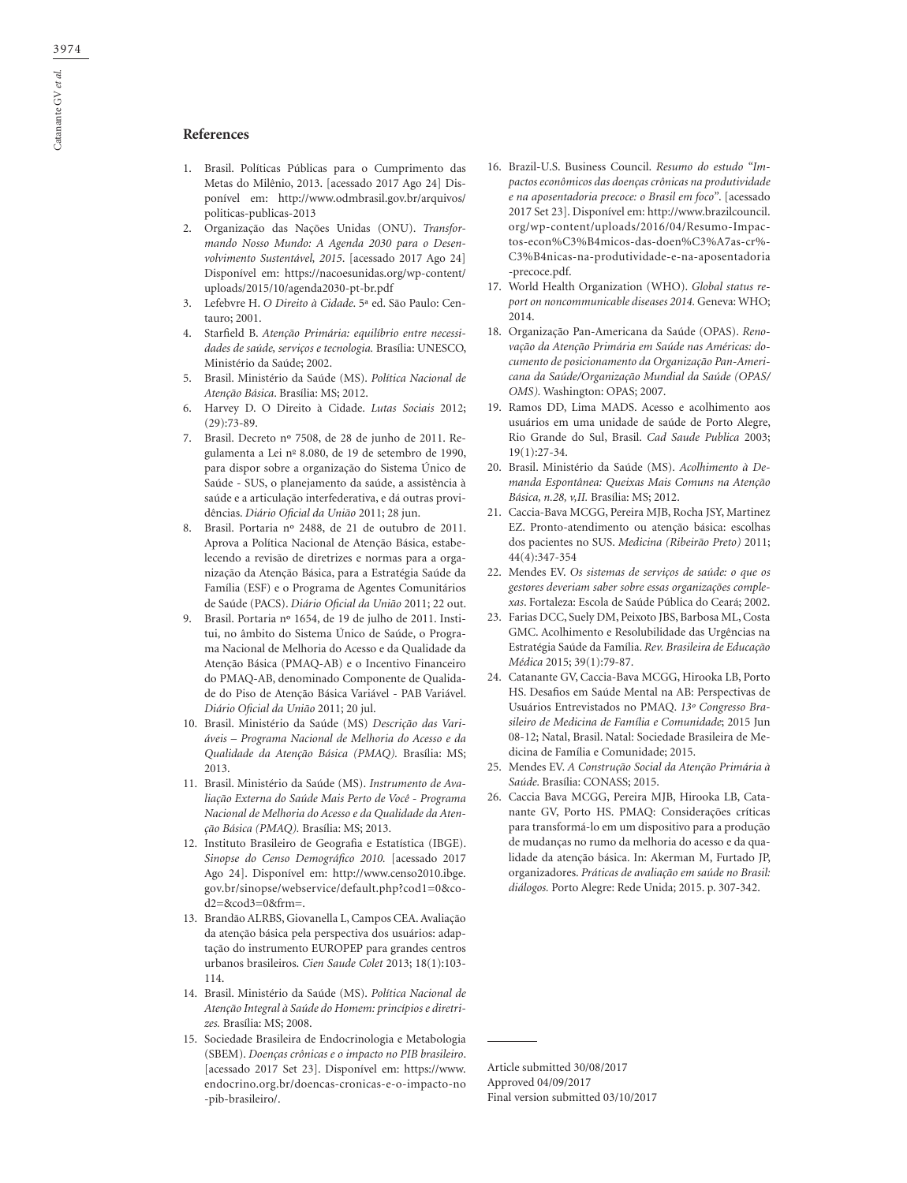## References

1. Brasil. Políticas Públicas para o Cumprimento das Metas do Milênio, 2013. [acessado 2017 Ago 24] Disponível em: http://www.odmbrasil.gov.br/arquivos/politicas-publicas-2013
2. Organização das Nações Unidas (ONU). *Transformando Nosso Mundo: A Agenda 2030 para o Desenvolvimento Sustentável, 2015*. [acessado 2017 Ago 24] Disponível em: https://nacoesunidas.org/wp-content/uploads/2015/10/agenda2030-pt-br.pdf
3. Lefebvre H. *O Direito à Cidade*. 5ª ed. São Paulo: Centauro; 2001.
4. Starfield B. *Atenção Primária: equilíbrio entre necessidades de saúde, serviços e tecnologia.* Brasília: UNESCO, Ministério da Saúde; 2002.
5. Brasil. Ministério da Saúde (MS). *Política Nacional de Atenção Básica*. Brasília: MS; 2012.
6. Harvey D. O Direito à Cidade. *Lutas Sociais* 2012; (29):73-89.
7. Brasil. Decreto nº 7508, de 28 de junho de 2011. Regulamenta a Lei nº 8.080, de 19 de setembro de 1990, para dispor sobre a organização do Sistema Único de Saúde - SUS, o planejamento da saúde, a assistência à saúde e a articulação interfederativa, e dá outras providências. *Diário Oficial da União* 2011; 28 jun.
8. Brasil. Portaria nº 2488, de 21 de outubro de 2011. Aprova a Política Nacional de Atenção Básica, estabelecendo a revisão de diretrizes e normas para a organização da Atenção Básica, para a Estratégia Saúde da Família (ESF) e o Programa de Agentes Comunitários de Saúde (PACS). *Diário Oficial da União* 2011; 22 out.
9. Brasil. Portaria nº 1654, de 19 de julho de 2011. Institui, no âmbito do Sistema Único de Saúde, o Programa Nacional de Melhoria do Acesso e da Qualidade da Atenção Básica (PMAQ-AB) e o Incentivo Financeiro do PMAQ-AB, denominado Componente de Qualidade do Piso de Atenção Básica Variável - PAB Variável. *Diário Oficial da União* 2011; 20 jul.
10. Brasil. Ministério da Saúde (MS) *Descrição das Variáveis – Programa Nacional de Melhoria do Acesso e da Qualidade da Atenção Básica (PMAQ).* Brasília: MS; 2013.
11. Brasil. Ministério da Saúde (MS). *Instrumento de Avaliação Externa do Saúde Mais Perto de Você - Programa Nacional de Melhoria do Acesso e da Qualidade da Atenção Básica (PMAQ).* Brasília: MS; 2013.
12. Instituto Brasileiro de Geografia e Estatística (IBGE). *Sinopse do Censo Demográfico 2010.* [acessado 2017 Ago 24]. Disponível em: http://www.censo2010.ibge.gov.br/sinopse/webservice/default.php?cod1=0&cod2=&cod3=0&frm=.
13. Brandão ALRBS, Giovanella L, Campos CEA. Avaliação da atenção básica pela perspectiva dos usuários: adaptação do instrumento EUROPEP para grandes centros urbanos brasileiros. *Cien Saude Colet* 2013; 18(1):103-114.
14. Brasil. Ministério da Saúde (MS). *Política Nacional de Atenção Integral à Saúde do Homem: princípios e diretrizes.* Brasília: MS; 2008.
15. Sociedade Brasileira de Endocrinologia e Metabologia (SBEM). *Doenças crônicas e o impacto no PIB brasileiro*. [acessado 2017 Set 23]. Disponível em: https://www.endocrino.org.br/doencas-cronicas-e-o-impacto-no-pib-brasileiro/.
16. Brazil-U.S. Business Council. *Resumo do estudo "Impactos econômicos das doenças crônicas na produtividade e na aposentadoria precoce: o Brasil em foco"*. [acessado 2017 Set 23]. Disponível em: http://www.brazilcouncil.org/wp-content/uploads/2016/04/Resumo-Impactos-econ%C3%B4micos-das-doen%C3%A7as-cr%C3%B4nicas-na-produtividade-e-na-aposentadoria-precoce.pdf.
17. World Health Organization (WHO). *Global status report on noncommunicable diseases 2014.* Geneva: WHO; 2014.
18. Organização Pan-Americana da Saúde (OPAS). *Renovação da Atenção Primária em Saúde nas Américas: documento de posicionamento da Organização Pan-Americana da Saúde/Organização Mundial da Saúde (OPAS/OMS).* Washington: OPAS; 2007.
19. Ramos DD, Lima MADS. Acesso e acolhimento aos usuários em uma unidade de saúde de Porto Alegre, Rio Grande do Sul, Brasil. *Cad Saude Publica* 2003; 19(1):27-34.
20. Brasil. Ministério da Saúde (MS). *Acolhimento à Demanda Espontânea: Queixas Mais Comuns na Atenção Básica, n.28, v,II.* Brasília: MS; 2012.
21. Caccia-Bava MCGG, Pereira MJB, Rocha JSY, Martinez EZ. Pronto-atendimento ou atenção básica: escolhas dos pacientes no SUS. *Medicina (Ribeirão Preto)* 2011; 44(4):347-354
22. Mendes EV. *Os sistemas de serviços de saúde: o que os gestores deveriam saber sobre essas organizações complexas*. Fortaleza: Escola de Saúde Pública do Ceará; 2002.
23. Farias DCC, Suely DM, Peixoto JBS, Barbosa ML, Costa GMC. Acolhimento e Resolubilidade das Urgências na Estratégia Saúde da Família. *Rev. Brasileira de Educação Médica* 2015; 39(1):79-87.
24. Catanante GV, Caccia-Bava MCGG, Hirooka LB, Porto HS. Desafios em Saúde Mental na AB: Perspectivas de Usuários Entrevistados no PMAQ. *13º Congresso Brasileiro de Medicina de Família e Comunidade*; 2015 Jun 08-12; Natal, Brasil. Natal: Sociedade Brasileira de Medicina de Família e Comunidade; 2015.
25. Mendes EV. *A Construção Social da Atenção Primária à Saúde.* Brasília: CONASS; 2015.
26. Caccia Bava MCGG, Pereira MJB, Hirooka LB, Catanante GV, Porto HS. PMAQ: Considerações críticas para transformá-lo em um dispositivo para a produção de mudanças no rumo da melhoria do acesso e da qualidade da atenção básica. In: Akerman M, Furtado JP, organizadores. *Práticas de avaliação em saúde no Brasil: diálogos.* Porto Alegre: Rede Unida; 2015. p. 307-342.

Article submitted 30/08/2017
Approved 04/09/2017
Final version submitted 03/10/2017